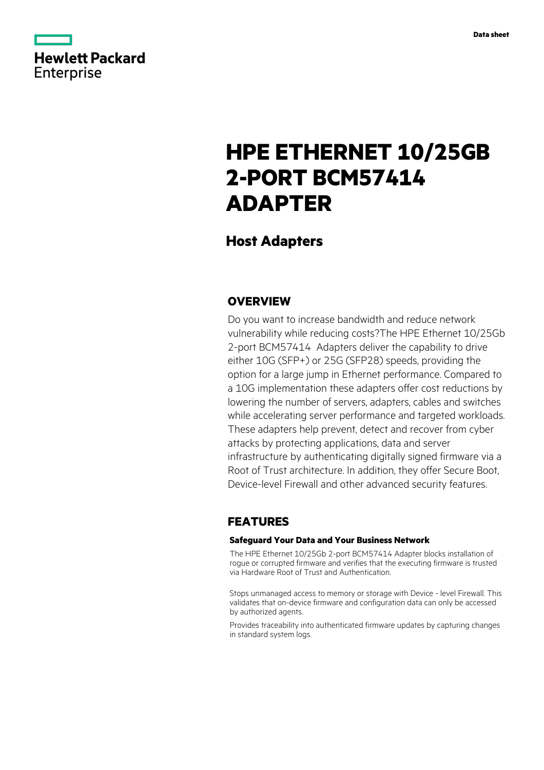Hewlett Packard Enterprise

Data sheet

# HPE ETHERNET 10/25GB 2-PORT BCM57414 ADAPTER

## Host Adapters

## OVERVIEW

Do you want to increase bandwidth and reduce network vulnerability while reducing costs?The HPE Ethernet 10/25Gb 2-port BCM57414 Adapters deliver the capability to drive either 10G (SFP+) or 25G (SFP28) speeds, providing the option for a large jump in Ethernet performance. Compared to a 10G implementation these adapters offer cost reductions by lowering the number of servers, adapters, cables and switches while accelerating server performance and targeted workloads. These adapters help prevent, detect and recover from cyber attacks by protecting applications, data and server infrastructure by authenticating digitally signed firmware via a Root of Trust architecture. In addition, they offer Secure Boot, Device-level Firewall and other advanced security features.

## FEATURES

### Safeguard Your Data and Your Business Network

The HPE Ethernet 10/25Gb 2-port BCM57414 Adapter blocks installation of rogue or corrupted firmware and verifies that the executing firmware is trusted via Hardware Root of Trust and Authentication.

Stops unmanaged access to memory or storage with Device - level Firewall. This validates that on-device firmware and configuration data can only be accessed by authorized agents.

Provides traceability into authenticated firmware updates by capturing changes in standard system logs.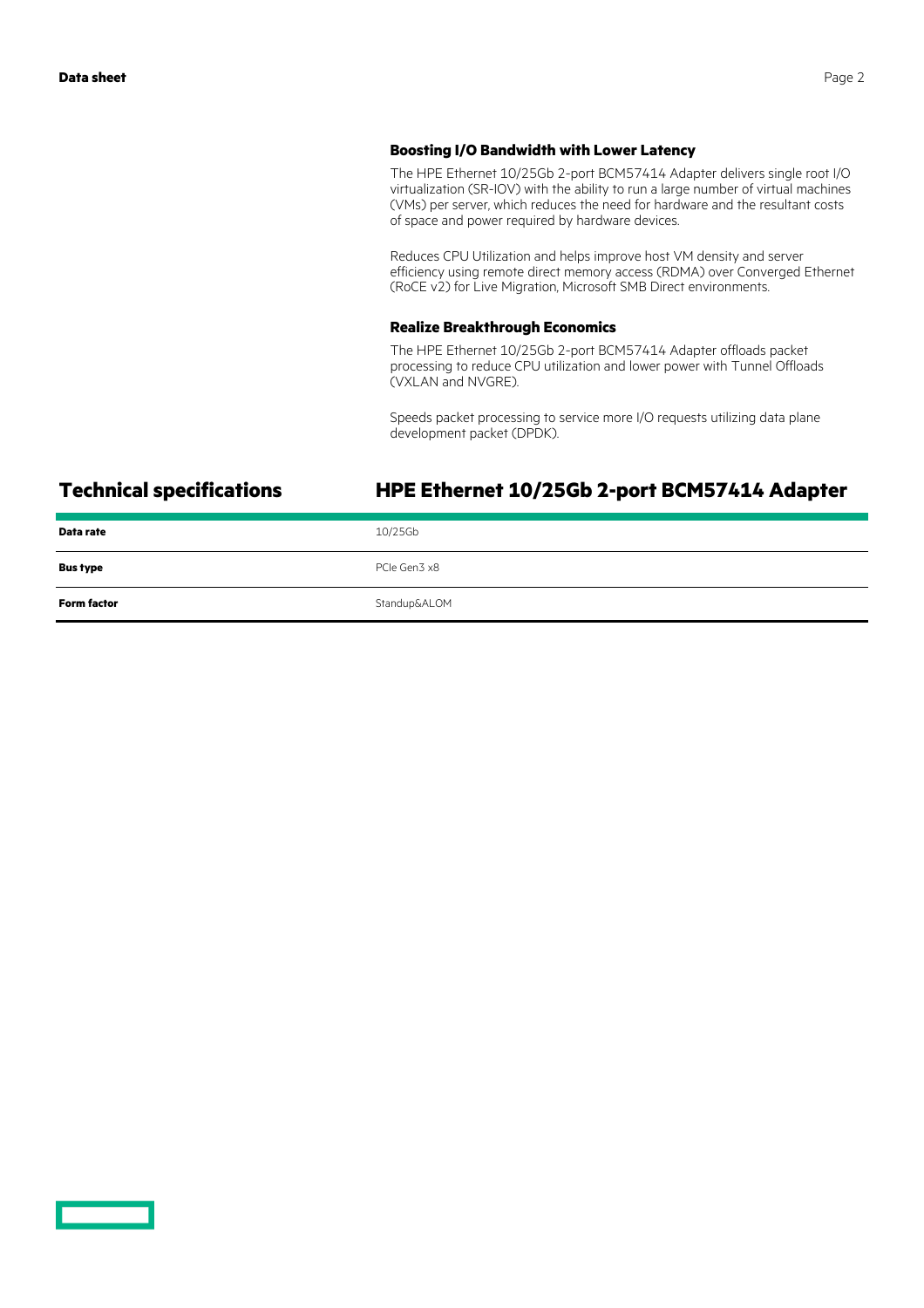### Boosting I/O Bandwidth with Lower Latency

The HPE Ethernet 10/25Gb 2-port BCM57414 Adapter delivers single root I/O virtualization (SR-IOV) with the ability to run a large number of virtual machines (VMs) per server, which reduces the need for hardware and the resultant costs of space and power required by hardware devices.

Reduces CPU Utilization and helps improve host VM density and server efficiency using remote direct memory access (RDMA) over Converged Ethernet (RoCE v2) for Live Migration, Microsoft SMB Direct environments.

### Realize Breakthrough Economics

The HPE Ethernet 10/25Gb 2-port BCM57414 Adapter offloads packet processing to reduce CPU utilization and lower power with Tunnel Offloads (VXLAN and NVGRE).

Speeds packet processing to service more I/O requests utilizing data plane development packet (DPDK).

## Technical specifications

## HPE Ethernet 10/25Gb 2-port BCM57414 Adapter

| | |
|---|---|
| **Data rate** | 10/25Gb |
| **Bus type** | PCIe Gen3 x8 |
| **Form factor** | Standup&ALOM |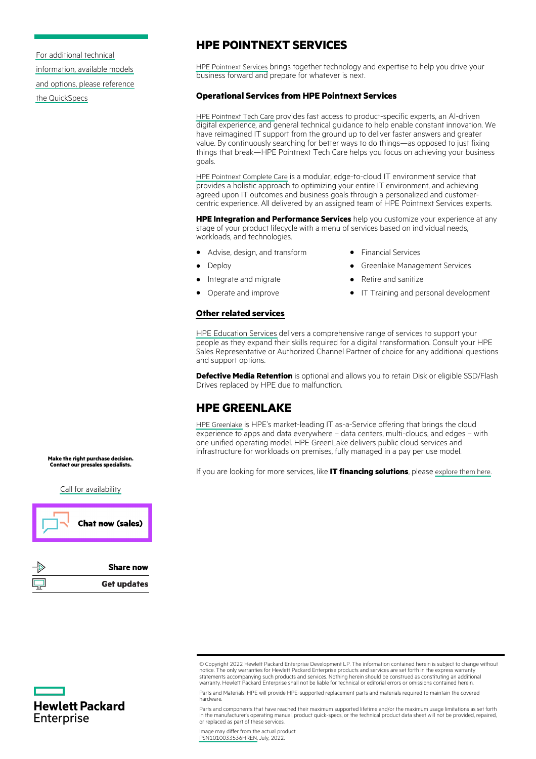For additional technical information, available models and options, please reference the QuickSpecs

## HPE POINTNEXT SERVICES

HPE Pointnext Services brings together technology and expertise to help you drive your business forward and prepare for whatever is next.

### Operational Services from HPE Pointnext Services

HPE Pointnext Tech Care provides fast access to product-specific experts, an AI-driven digital experience, and general technical guidance to help enable constant innovation. We have reimagined IT support from the ground up to deliver faster answers and greater value. By continuously searching for better ways to do things—as opposed to just fixing things that break—HPE Pointnext Tech Care helps you focus on achieving your business goals.

HPE Pointnext Complete Care is a modular, edge-to-cloud IT environment service that provides a holistic approach to optimizing your entire IT environment, and achieving agreed upon IT outcomes and business goals through a personalized and customer-centric experience. All delivered by an assigned team of HPE Pointnext Services experts.

**HPE Integration and Performance Services** help you customize your experience at any stage of your product lifecycle with a menu of services based on individual needs, workloads, and technologies.

- Advise, design, and transform
- Deploy
- Integrate and migrate
- Operate and improve
- Financial Services
- Greenlake Management Services
- Retire and sanitize
- IT Training and personal development

### Other related services

HPE Education Services delivers a comprehensive range of services to support your people as they expand their skills required for a digital transformation. Consult your HPE Sales Representative or Authorized Channel Partner of choice for any additional questions and support options.

**Defective Media Retention** is optional and allows you to retain Disk or eligible SSD/Flash Drives replaced by HPE due to malfunction.

## HPE GREENLAKE

HPE Greenlake is HPE's market-leading IT as-a-Service offering that brings the cloud experience to apps and data everywhere – data centers, multi-clouds, and edges – with one unified operating model. HPE GreenLake delivers public cloud services and infrastructure for workloads on premises, fully managed in a pay per use model.

If you are looking for more services, like **IT financing solutions**, please explore them here.

**Make the right purchase decision. Contact our presales specialists.**

Call for availability

**Chat now (sales)**

**Share now**

**Get updates**

**Hewlett Packard Enterprise**

© Copyright 2022 Hewlett Packard Enterprise Development LP. The information contained herein is subject to change without notice. The only warranties for Hewlett Packard Enterprise products and services are set forth in the express warranty statements accompanying such products and services. Nothing herein should be construed as constituting an additional warranty. Hewlett Packard Enterprise shall not be liable for technical or editorial errors or omissions contained herein.

Parts and Materials: HPE will provide HPE-supported replacement parts and materials required to maintain the covered hardware.

Parts and components that have reached their maximum supported lifetime and/or the maximum usage limitations as set forth in the manufacturer's operating manual, product quick-specs, or the technical product data sheet will not be provided, repaired, or replaced as part of these services.

Image may differ from the actual product

PSN1010033536HREN, July, 2022.